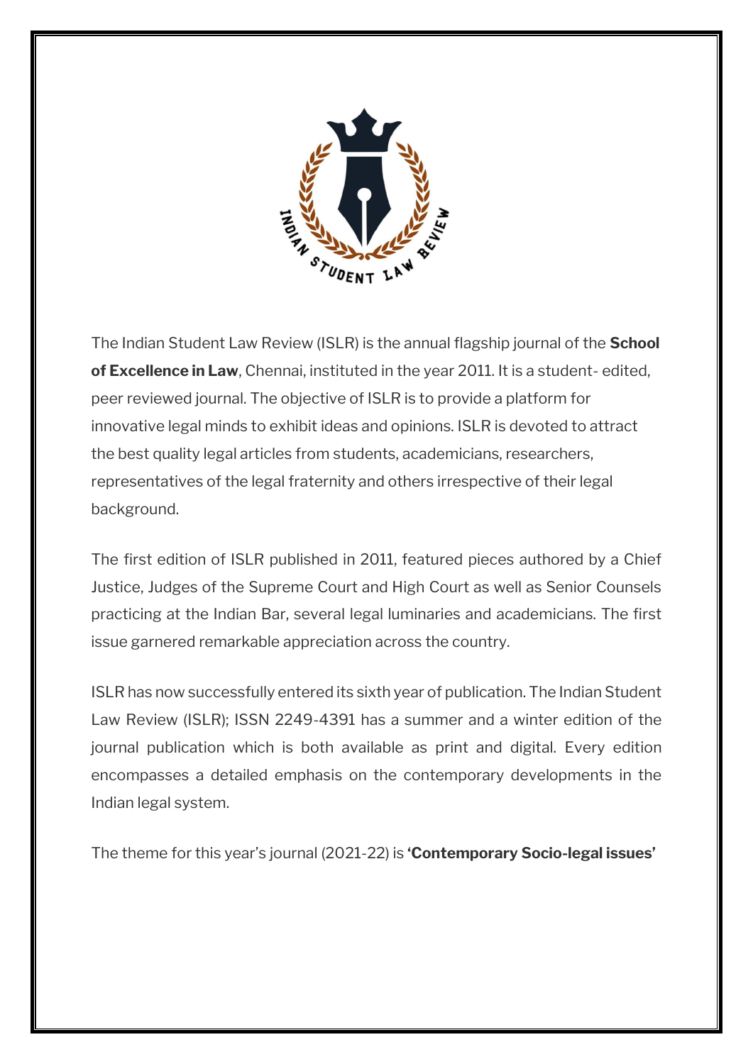The Indian Student Law Review (ISLR) is the annual flagship journal of the **School of Excellence in Law**, Chennai, instituted in the year 2011. It is a student- edited, peer reviewed journal. The objective of ISLR is to provide a platform for innovative legal minds to exhibit ideas and opinions. ISLR is devoted to attract the best quality legal articles from students, academicians, researchers, representatives of the legal fraternity and others irrespective of their legal background.

The first edition of ISLR published in 2011, featured pieces authored by a Chief Justice, Judges of the Supreme Court and High Court as well as Senior Counsels practicing at the Indian Bar, several legal luminaries and academicians. The first issue garnered remarkable appreciation across the country.

ISLR has now successfully entered its sixth year of publication. The Indian Student Law Review (ISLR); ISSN 2249-4391 has a summer and a winter edition of the journal publication which is both available as print and digital. Every edition encompasses a detailed emphasis on the contemporary developments in the Indian legal system.

The theme for this year's journal (2021-22) is **'Contemporary Socio-legal issues'**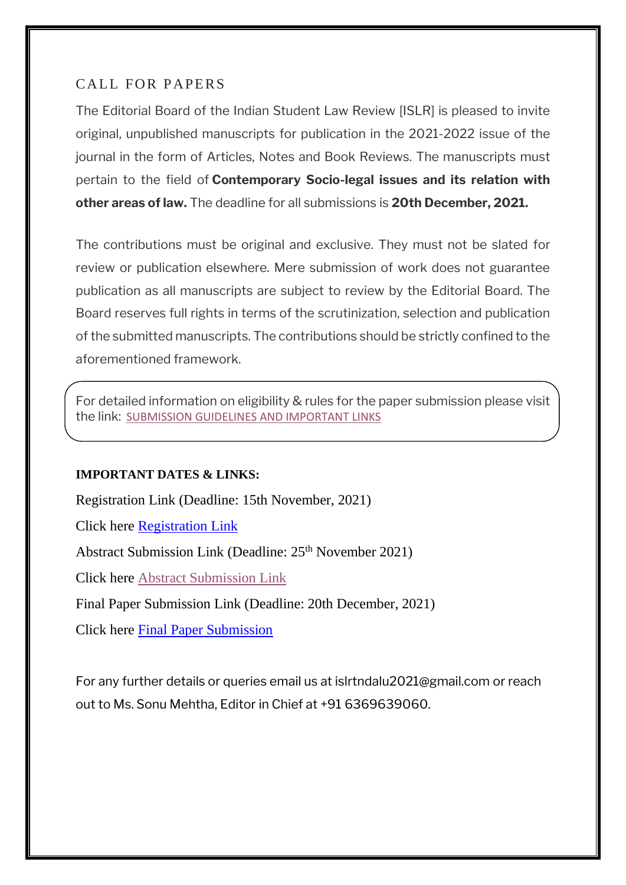## CALL FOR PAPERS

The Editorial Board of the Indian Student Law Review [ISLR] is pleased to invite original, unpublished manuscripts for publication in the 2021-2022 issue of the journal in the form of Articles, Notes and Book Reviews. The manuscripts must pertain to the field of **Contemporary Socio-legal issues and its relation with other areas of law.** The deadline for all submissions is **20th December, 2021.**

The contributions must be original and exclusive. They must not be slated for review or publication elsewhere. Mere submission of work does not guarantee publication as all manuscripts are subject to review by the Editorial Board. The Board reserves full rights in terms of the scrutinization, selection and publication of the submitted manuscripts. The contributions should be strictly confined to the aforementioned framework.

For detailed information on eligibility & rules for the paper submission please visit the link: SUBMISSION GUIDELINES AND IMPORTANT LINKS

**IMPORTANT DATES & LINKS:**

Registration Link (Deadline: 15th November, 2021)

Click here Registration Link

Abstract Submission Link (Deadline: 25th November 2021)

Click here Abstract Submission Link

Final Paper Submission Link (Deadline: 20th December, 2021)

Click here Final Paper Submission

For any further details or queries email us at islrtndalu2021@gmail.com or reach out to Ms. Sonu Mehtha, Editor in Chief at +91 6369639060.